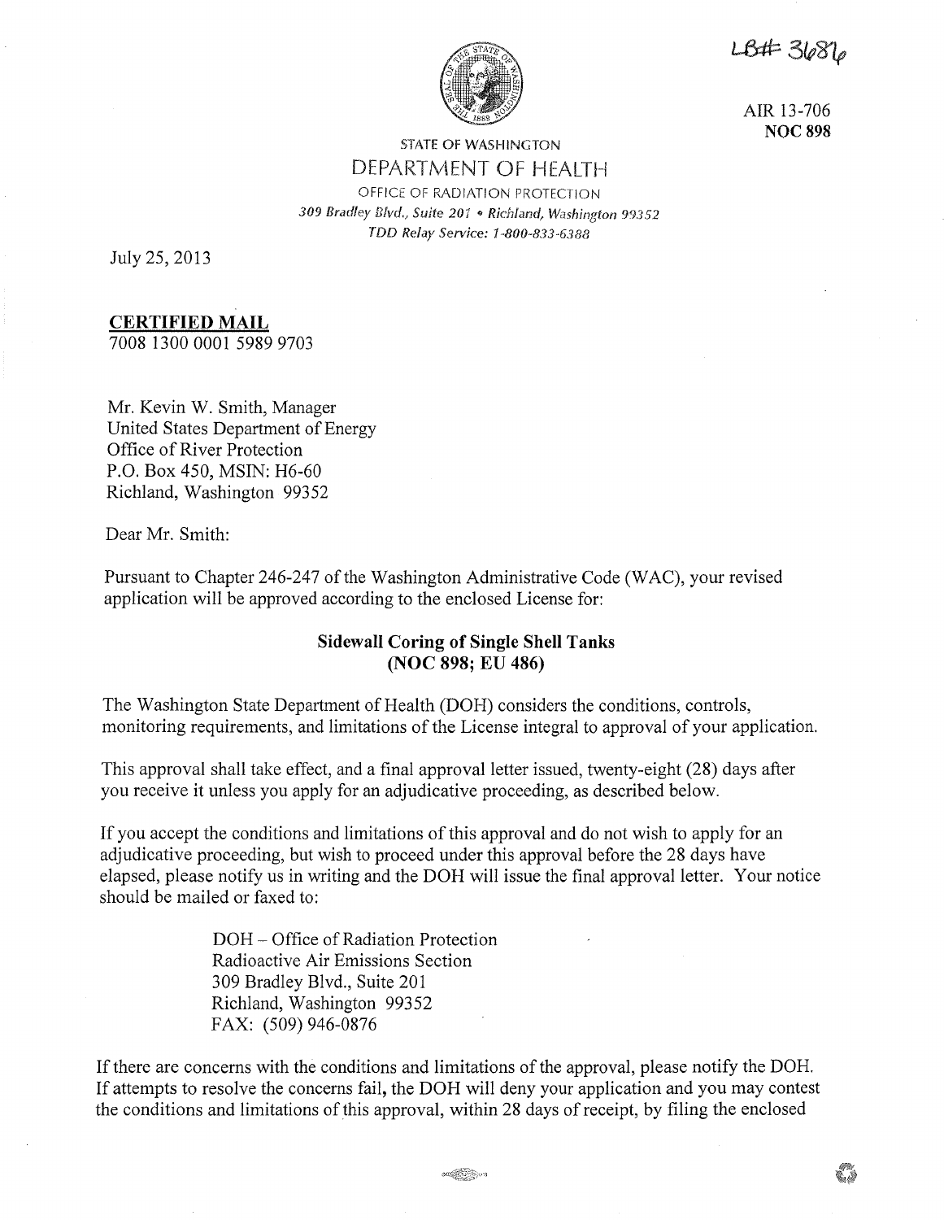LB# 3686

AIR 13-706
**NOC 898**

STATE OF WASHINGTON
DEPARTMENT OF HEALTH
OFFICE OF RADIATION PROTECTION
*309 Bradley Blvd., Suite 201 • Richland, Washington 99352*
*TDD Relay Service: 1-800-833-6388*

July 25, 2013

**CERTIFIED MAIL**
7008 1300 0001 5989 9703

Mr. Kevin W. Smith, Manager
United States Department of Energy
Office of River Protection
P.O. Box 450, MSIN: H6-60
Richland, Washington 99352

Dear Mr. Smith:

Pursuant to Chapter 246-247 of the Washington Administrative Code (WAC), your revised application will be approved according to the enclosed License for:

**Sidewall Coring of Single Shell Tanks**
**(NOC 898; EU 486)**

The Washington State Department of Health (DOH) considers the conditions, controls, monitoring requirements, and limitations of the License integral to approval of your application.

This approval shall take effect, and a final approval letter issued, twenty-eight (28) days after you receive it unless you apply for an adjudicative proceeding, as described below.

If you accept the conditions and limitations of this approval and do not wish to apply for an adjudicative proceeding, but wish to proceed under this approval before the 28 days have elapsed, please notify us in writing and the DOH will issue the final approval letter. Your notice should be mailed or faxed to:

DOH – Office of Radiation Protection
Radioactive Air Emissions Section
309 Bradley Blvd., Suite 201
Richland, Washington 99352
FAX: (509) 946-0876

If there are concerns with the conditions and limitations of the approval, please notify the DOH. If attempts to resolve the concerns fail, the DOH will deny your application and you may contest the conditions and limitations of this approval, within 28 days of receipt, by filing the enclosed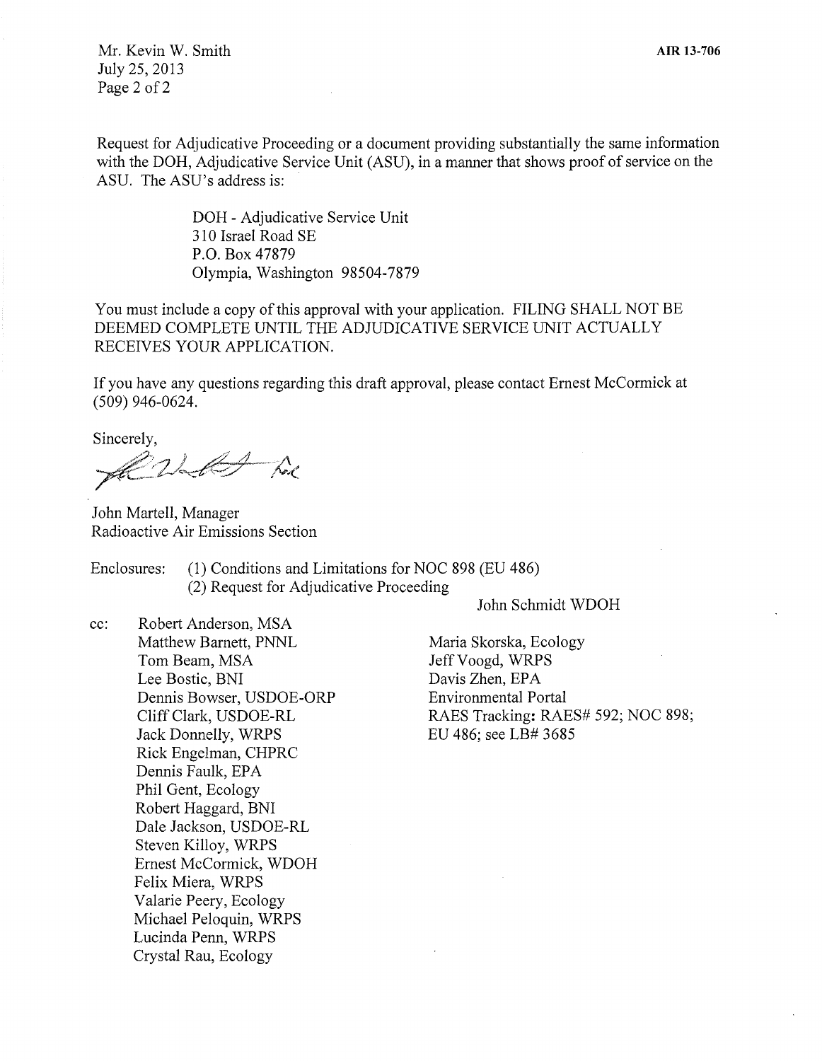Request for Adjudicative Proceeding or a document providing substantially the same information with the DOH, Adjudicative Service Unit (ASU), in a manner that shows proof of service on the ASU. The ASU's address is:

> DOH - Adjudicative Service Unit
> 310 Israel Road SE
> P.O. Box 47879
> Olympia, Washington 98504-7879

You must include a copy of this approval with your application. FILING SHALL NOT BE DEEMED COMPLETE UNTIL THE ADJUDICATIVE SERVICE UNIT ACTUALLY RECEIVES YOUR APPLICATION.

If you have any questions regarding this draft approval, please contact Ernest McCormick at (509) 946-0624.

Sincerely,

John Martell, Manager
Radioactive Air Emissions Section

Enclosures: (1) Conditions and Limitations for NOC 898 (EU 486)
(2) Request for Adjudicative Proceeding

cc:
Robert Anderson, MSA
Matthew Barnett, PNNL
Tom Beam, MSA
Lee Bostic, BNI
Dennis Bowser, USDOE-ORP
Cliff Clark, USDOE-RL
Jack Donnelly, WRPS
Rick Engelman, CHPRC
Dennis Faulk, EPA
Phil Gent, Ecology
Robert Haggard, BNI
Dale Jackson, USDOE-RL
Steven Killoy, WRPS
Ernest McCormick, WDOH
Felix Miera, WRPS
Valarie Peery, Ecology
Michael Peloquin, WRPS
Lucinda Penn, WRPS
Crystal Rau, Ecology
John Schmidt WDOH
Maria Skorska, Ecology
Jeff Voogd, WRPS
Davis Zhen, EPA
Environmental Portal
RAES Tracking: RAES# 592; NOC 898; EU 486; see LB# 3685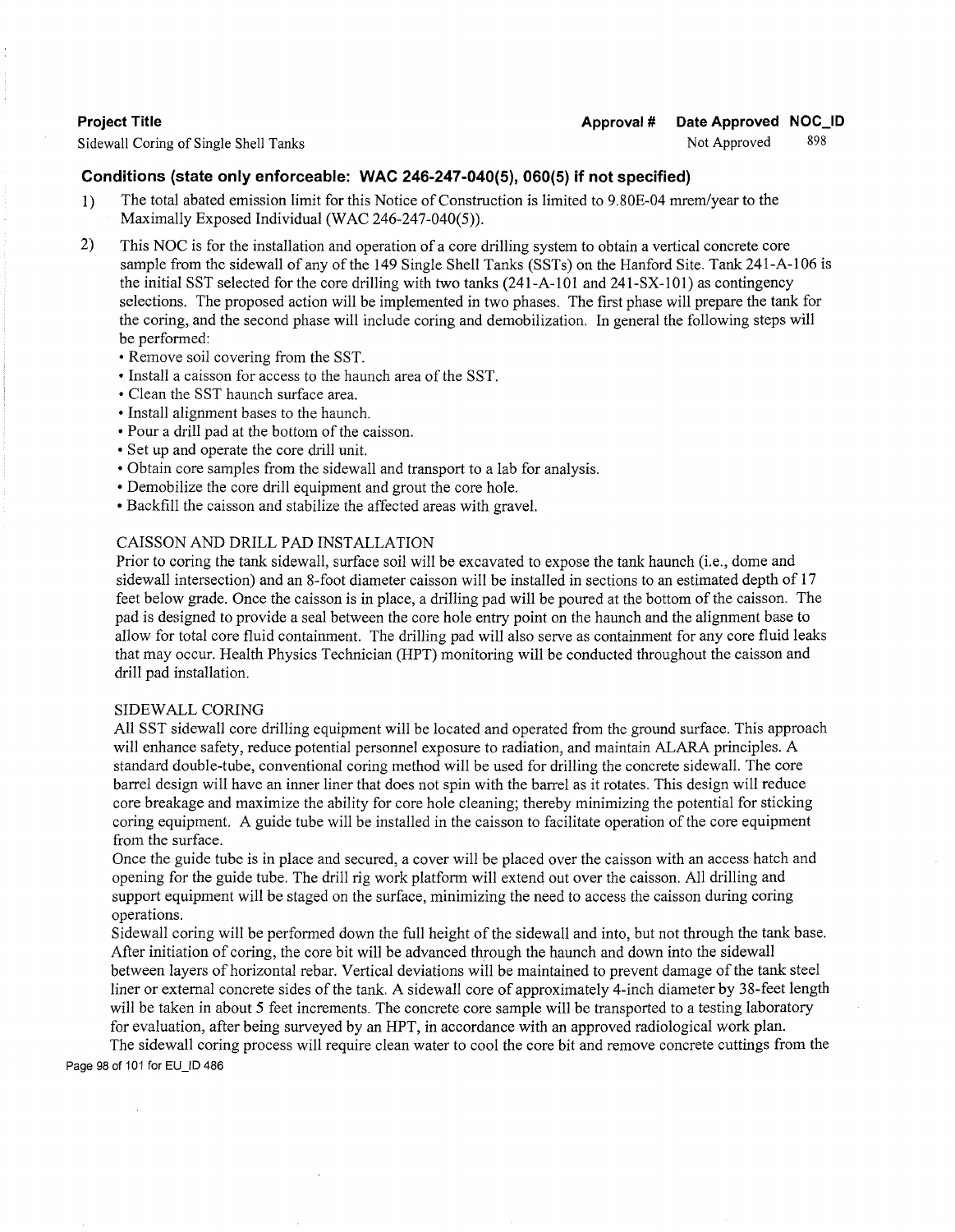| Project Title | Approval # | Date Approved | NOC_ID |
|---|---|---|---|
| Sidewall Coring of Single Shell Tanks | | Not Approved | 898 |

**Conditions (state only enforceable: WAC 246-247-040(5), 060(5) if not specified)**

1) The total abated emission limit for this Notice of Construction is limited to 9.80E-04 mrem/year to the Maximally Exposed Individual (WAC 246-247-040(5)).

2) This NOC is for the installation and operation of a core drilling system to obtain a vertical concrete core sample from the sidewall of any of the 149 Single Shell Tanks (SSTs) on the Hanford Site. Tank 241-A-106 is the initial SST selected for the core drilling with two tanks (241-A-101 and 241-SX-101) as contingency selections. The proposed action will be implemented in two phases. The first phase will prepare the tank for the coring, and the second phase will include coring and demobilization. In general the following steps will be performed:

- Remove soil covering from the SST.
- Install a caisson for access to the haunch area of the SST.
- Clean the SST haunch surface area.
- Install alignment bases to the haunch.
- Pour a drill pad at the bottom of the caisson.
- Set up and operate the core drill unit.
- Obtain core samples from the sidewall and transport to a lab for analysis.
- Demobilize the core drill equipment and grout the core hole.
- Backfill the caisson and stabilize the affected areas with gravel.

CAISSON AND DRILL PAD INSTALLATION

Prior to coring the tank sidewall, surface soil will be excavated to expose the tank haunch (i.e., dome and sidewall intersection) and an 8-foot diameter caisson will be installed in sections to an estimated depth of 17 feet below grade. Once the caisson is in place, a drilling pad will be poured at the bottom of the caisson. The pad is designed to provide a seal between the core hole entry point on the haunch and the alignment base to allow for total core fluid containment. The drilling pad will also serve as containment for any core fluid leaks that may occur. Health Physics Technician (HPT) monitoring will be conducted throughout the caisson and drill pad installation.

SIDEWALL CORING

All SST sidewall core drilling equipment will be located and operated from the ground surface. This approach will enhance safety, reduce potential personnel exposure to radiation, and maintain ALARA principles. A standard double-tube, conventional coring method will be used for drilling the concrete sidewall. The core barrel design will have an inner liner that does not spin with the barrel as it rotates. This design will reduce core breakage and maximize the ability for core hole cleaning; thereby minimizing the potential for sticking coring equipment. A guide tube will be installed in the caisson to facilitate operation of the core equipment from the surface.

Once the guide tube is in place and secured, a cover will be placed over the caisson with an access hatch and opening for the guide tube. The drill rig work platform will extend out over the caisson. All drilling and support equipment will be staged on the surface, minimizing the need to access the caisson during coring operations.

Sidewall coring will be performed down the full height of the sidewall and into, but not through the tank base. After initiation of coring, the core bit will be advanced through the haunch and down into the sidewall between layers of horizontal rebar. Vertical deviations will be maintained to prevent damage of the tank steel liner or external concrete sides of the tank. A sidewall core of approximately 4-inch diameter by 38-feet length will be taken in about 5 feet increments. The concrete core sample will be transported to a testing laboratory for evaluation, after being surveyed by an HPT, in accordance with an approved radiological work plan.

The sidewall coring process will require clean water to cool the core bit and remove concrete cuttings from the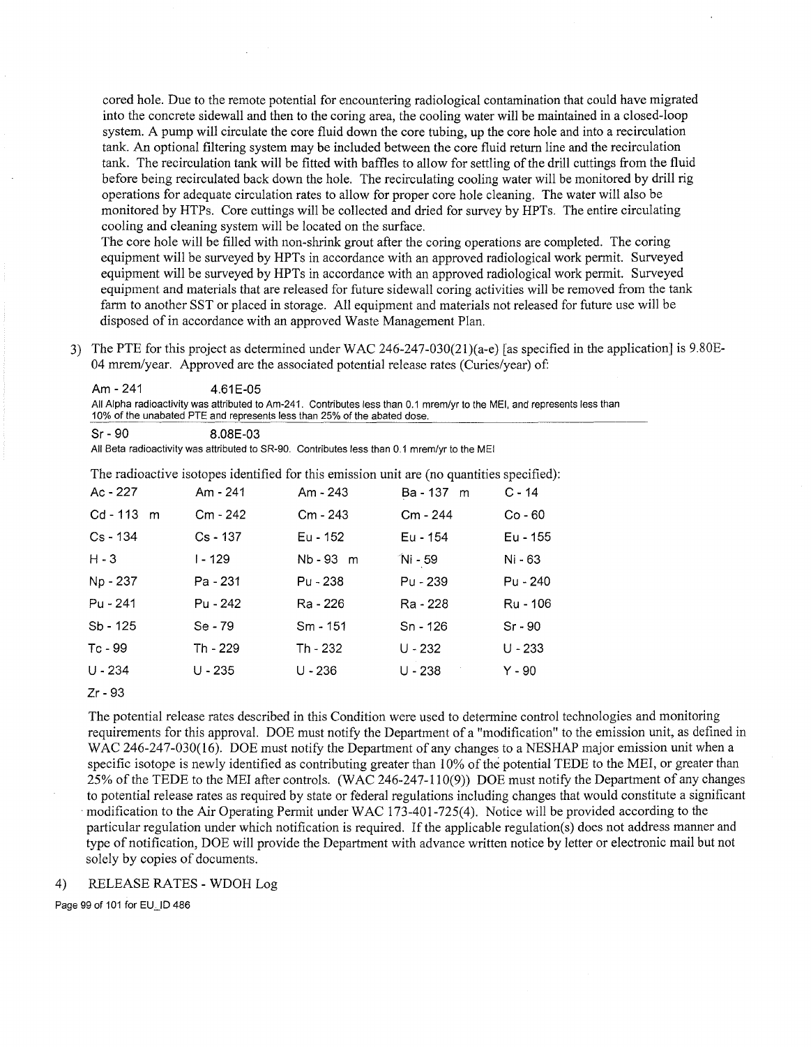cored hole. Due to the remote potential for encountering radiological contamination that could have migrated into the concrete sidewall and then to the coring area, the cooling water will be maintained in a closed-loop system. A pump will circulate the core fluid down the core tubing, up the core hole and into a recirculation tank. An optional filtering system may be included between the core fluid return line and the recirculation tank. The recirculation tank will be fitted with baffles to allow for settling of the drill cuttings from the fluid before being recirculated back down the hole. The recirculating cooling water will be monitored by drill rig operations for adequate circulation rates to allow for proper core hole cleaning. The water will also be monitored by HTPs. Core cuttings will be collected and dried for survey by HPTs. The entire circulating cooling and cleaning system will be located on the surface.
The core hole will be filled with non-shrink grout after the coring operations are completed. The coring equipment will be surveyed by HPTs in accordance with an approved radiological work permit. Surveyed equipment will be surveyed by HPTs in accordance with an approved radiological work permit. Surveyed equipment and materials that are released for future sidewall coring activities will be removed from the tank farm to another SST or placed in storage. All equipment and materials not released for future use will be disposed of in accordance with an approved Waste Management Plan.

3) The PTE for this project as determined under WAC 246-247-030(21)(a-e) [as specified in the application] is 9.80E-04 mrem/year. Approved are the associated potential release rates (Curies/year) of:

Am - 241 4.61E-05

All Alpha radioactivity was attributed to Am-241. Contributes less than 0.1 mrem/yr to the MEI, and represents less than 10% of the unabated PTE and represents less than 25% of the abated dose.

Sr - 90 8.08E-03

All Beta radioactivity was attributed to SR-90. Contributes less than 0.1 mrem/yr to the MEI

The radioactive isotopes identified for this emission unit are (no quantities specified):

| | | | | |
|---|---|---|---|---|
| Ac - 227 | Am - 241 | Am - 243 | Ba - 137 m | C - 14 |
| Cd - 113 m | Cm - 242 | Cm - 243 | Cm - 244 | Co - 60 |
| Cs - 134 | Cs - 137 | Eu - 152 | Eu - 154 | Eu - 155 |
| H - 3 | I - 129 | Nb - 93 m | Ni - 59 | Ni - 63 |
| Np - 237 | Pa - 231 | Pu - 238 | Pu - 239 | Pu - 240 |
| Pu - 241 | Pu - 242 | Ra - 226 | Ra - 228 | Ru - 106 |
| Sb - 125 | Se - 79 | Sm - 151 | Sn - 126 | Sr - 90 |
| Tc - 99 | Th - 229 | Th - 232 | U - 232 | U - 233 |
| U - 234 | U - 235 | U - 236 | U - 238 | Y - 90 |
| Zr - 93 | | | | |

The potential release rates described in this Condition were used to determine control technologies and monitoring requirements for this approval. DOE must notify the Department of a "modification" to the emission unit, as defined in WAC 246-247-030(16). DOE must notify the Department of any changes to a NESHAP major emission unit when a specific isotope is newly identified as contributing greater than 10% of the potential TEDE to the MEI, or greater than 25% of the TEDE to the MEI after controls. (WAC 246-247-110(9)) DOE must notify the Department of any changes to potential release rates as required by state or federal regulations including changes that would constitute a significant modification to the Air Operating Permit under WAC 173-401-725(4). Notice will be provided according to the particular regulation under which notification is required. If the applicable regulation(s) does not address manner and type of notification, DOE will provide the Department with advance written notice by letter or electronic mail but not solely by copies of documents.

4) RELEASE RATES - WDOH Log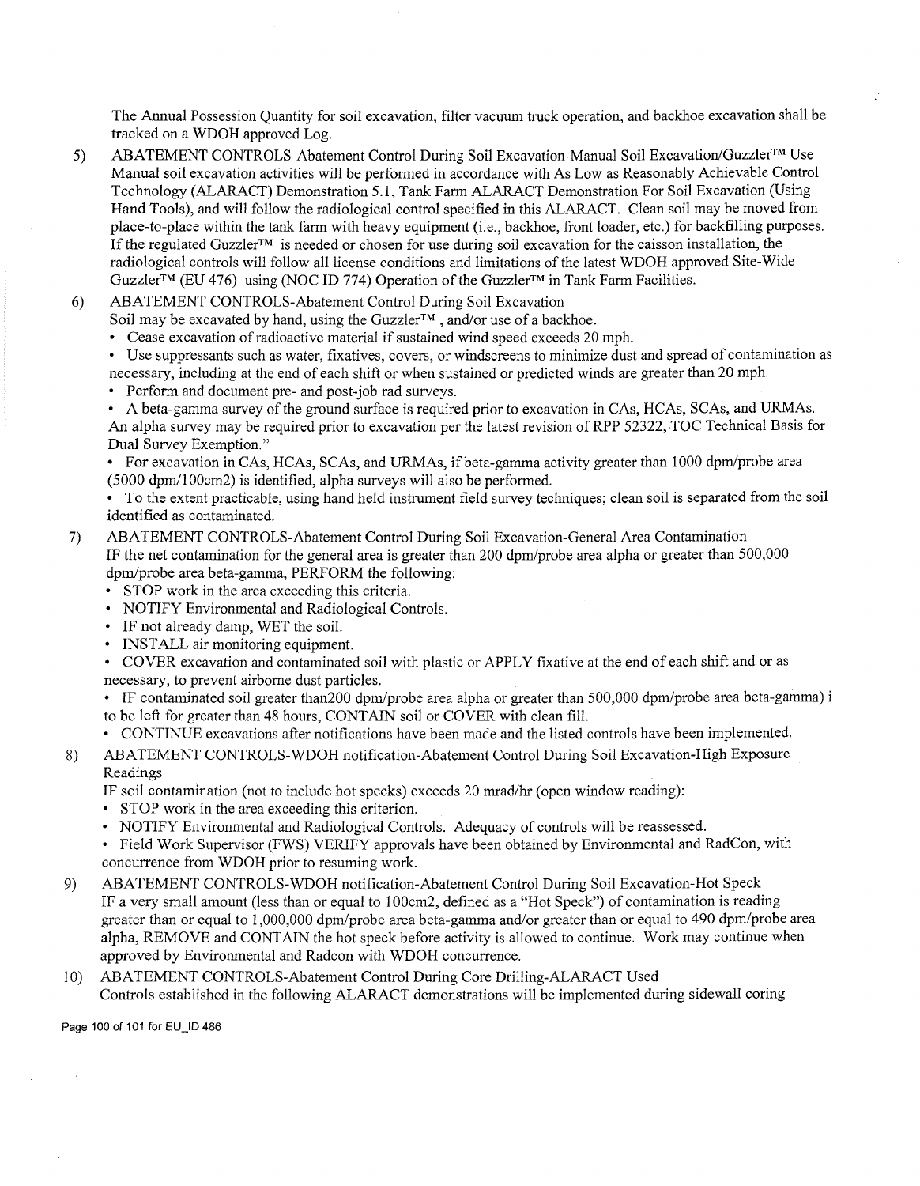The Annual Possession Quantity for soil excavation, filter vacuum truck operation, and backhoe excavation shall be tracked on a WDOH approved Log.

5) ABATEMENT CONTROLS-Abatement Control During Soil Excavation-Manual Soil Excavation/Guzzler™ Use
   Manual soil excavation activities will be performed in accordance with As Low as Reasonably Achievable Control Technology (ALARACT) Demonstration 5.1, Tank Farm ALARACT Demonstration For Soil Excavation (Using Hand Tools), and will follow the radiological control specified in this ALARACT. Clean soil may be moved from place-to-place within the tank farm with heavy equipment (i.e., backhoe, front loader, etc.) for backfilling purposes. If the regulated Guzzler™ is needed or chosen for use during soil excavation for the caisson installation, the radiological controls will follow all license conditions and limitations of the latest WDOH approved Site-Wide Guzzler™ (EU 476) using (NOC ID 774) Operation of the Guzzler™ in Tank Farm Facilities.

6) ABATEMENT CONTROLS-Abatement Control During Soil Excavation
   Soil may be excavated by hand, using the Guzzler™ , and/or use of a backhoe.
   - Cease excavation of radioactive material if sustained wind speed exceeds 20 mph.
   - Use suppressants such as water, fixatives, covers, or windscreens to minimize dust and spread of contamination as necessary, including at the end of each shift or when sustained or predicted winds are greater than 20 mph.
   - Perform and document pre- and post-job rad surveys.
   - A beta-gamma survey of the ground surface is required prior to excavation in CAs, HCAs, SCAs, and URMAs. An alpha survey may be required prior to excavation per the latest revision of RPP 52322, TOC Technical Basis for Dual Survey Exemption."
   - For excavation in CAs, HCAs, SCAs, and URMAs, if beta-gamma activity greater than 1000 dpm/probe area (5000 dpm/100cm2) is identified, alpha surveys will also be performed.
   - To the extent practicable, using hand held instrument field survey techniques; clean soil is separated from the soil identified as contaminated.

7) ABATEMENT CONTROLS-Abatement Control During Soil Excavation-General Area Contamination
   IF the net contamination for the general area is greater than 200 dpm/probe area alpha or greater than 500,000 dpm/probe area beta-gamma, PERFORM the following:
   - STOP work in the area exceeding this criteria.
   - NOTIFY Environmental and Radiological Controls.
   - IF not already damp, WET the soil.
   - INSTALL air monitoring equipment.
   - COVER excavation and contaminated soil with plastic or APPLY fixative at the end of each shift and or as necessary, to prevent airborne dust particles.
   - IF contaminated soil greater than200 dpm/probe area alpha or greater than 500,000 dpm/probe area beta-gamma) i to be left for greater than 48 hours, CONTAIN soil or COVER with clean fill.
   - CONTINUE excavations after notifications have been made and the listed controls have been implemented.

8) ABATEMENT CONTROLS-WDOH notification-Abatement Control During Soil Excavation-High Exposure Readings
   IF soil contamination (not to include hot specks) exceeds 20 mrad/hr (open window reading):
   - STOP work in the area exceeding this criterion.
   - NOTIFY Environmental and Radiological Controls. Adequacy of controls will be reassessed.
   - Field Work Supervisor (FWS) VERIFY approvals have been obtained by Environmental and RadCon, with concurrence from WDOH prior to resuming work.

9) ABATEMENT CONTROLS-WDOH notification-Abatement Control During Soil Excavation-Hot Speck
   IF a very small amount (less than or equal to 100cm2, defined as a "Hot Speck") of contamination is reading greater than or equal to 1,000,000 dpm/probe area beta-gamma and/or greater than or equal to 490 dpm/probe area alpha, REMOVE and CONTAIN the hot speck before activity is allowed to continue. Work may continue when approved by Environmental and Radcon with WDOH concurrence.

10) ABATEMENT CONTROLS-Abatement Control During Core Drilling-ALARACT Used
    Controls established in the following ALARACT demonstrations will be implemented during sidewall coring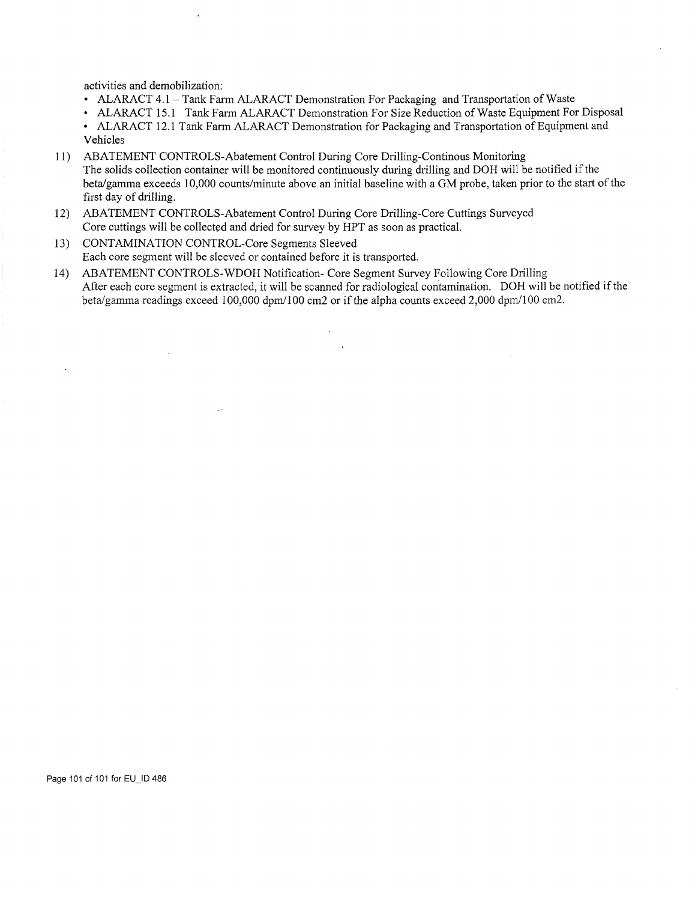activities and demobilization:

- ALARACT 4.1 – Tank Farm ALARACT Demonstration For Packaging and Transportation of Waste
- ALARACT 15.1 Tank Farm ALARACT Demonstration For Size Reduction of Waste Equipment For Disposal
- ALARACT 12.1 Tank Farm ALARACT Demonstration for Packaging and Transportation of Equipment and Vehicles

11) ABATEMENT CONTROLS-Abatement Control During Core Drilling-Continous Monitoring
The solids collection container will be monitored continuously during drilling and DOH will be notified if the beta/gamma exceeds 10,000 counts/minute above an initial baseline with a GM probe, taken prior to the start of the first day of drilling.

12) ABATEMENT CONTROLS-Abatement Control During Core Drilling-Core Cuttings Surveyed
Core cuttings will be collected and dried for survey by HPT as soon as practical.

13) CONTAMINATION CONTROL-Core Segments Sleeved
Each core segment will be sleeved or contained before it is transported.

14) ABATEMENT CONTROLS-WDOH Notification- Core Segment Survey Following Core Drilling
After each core segment is extracted, it will be scanned for radiological contamination. DOH will be notified if the beta/gamma readings exceed 100,000 dpm/100 cm2 or if the alpha counts exceed 2,000 dpm/100 cm2.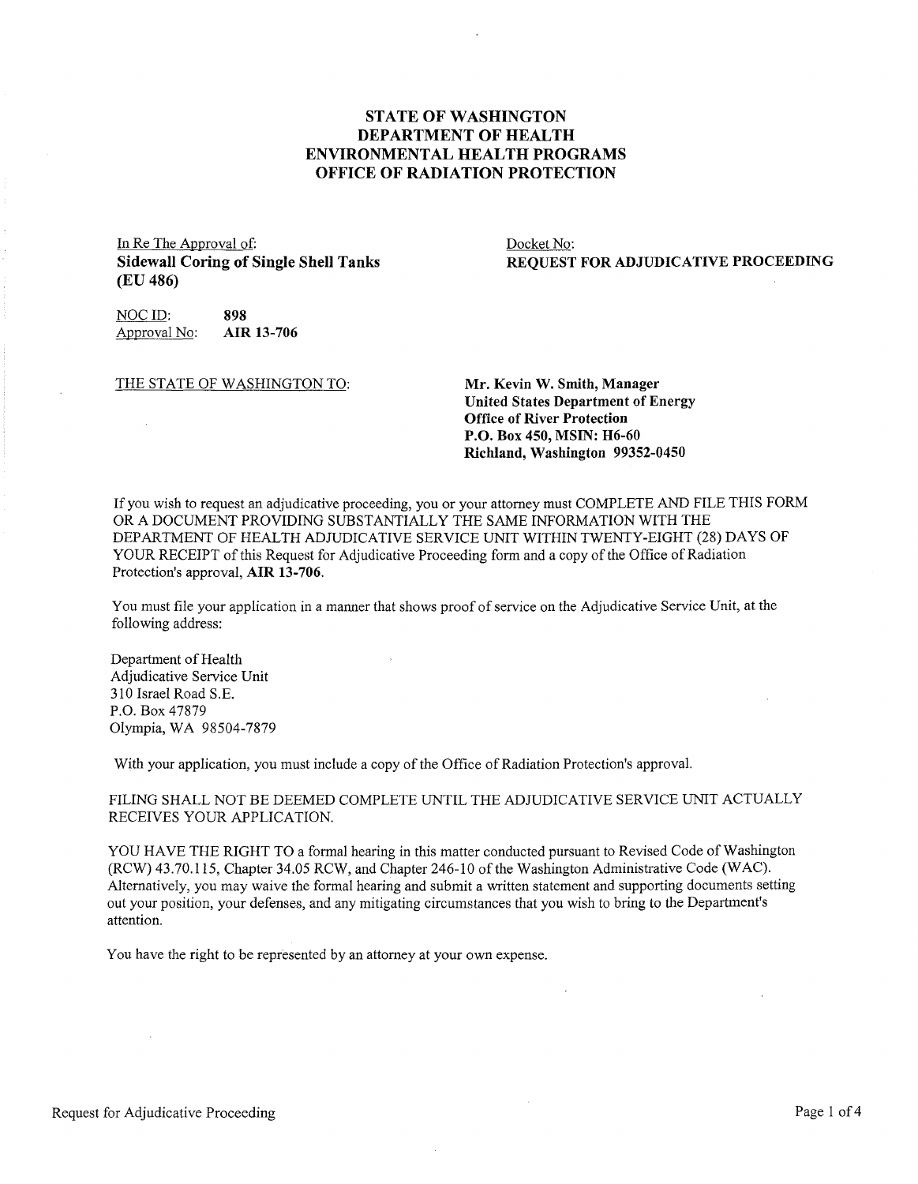# STATE OF WASHINGTON
# DEPARTMENT OF HEALTH
# ENVIRONMENTAL HEALTH PROGRAMS
# OFFICE OF RADIATION PROTECTION

In Re The Approval of:
**Sidewall Coring of Single Shell Tanks (EU 486)**

Docket No:
**REQUEST FOR ADJUDICATIVE PROCEEDING**

NOC ID: **898**
Approval No: **AIR 13-706**

THE STATE OF WASHINGTON TO:

**Mr. Kevin W. Smith, Manager**
**United States Department of Energy**
**Office of River Protection**
**P.O. Box 450, MSIN: H6-60**
**Richland, Washington 99352-0450**

If you wish to request an adjudicative proceeding, you or your attorney must COMPLETE AND FILE THIS FORM OR A DOCUMENT PROVIDING SUBSTANTIALLY THE SAME INFORMATION WITH THE DEPARTMENT OF HEALTH ADJUDICATIVE SERVICE UNIT WITHIN TWENTY-EIGHT (28) DAYS OF YOUR RECEIPT of this Request for Adjudicative Proceeding form and a copy of the Office of Radiation Protection's approval, **AIR 13-706**.

You must file your application in a manner that shows proof of service on the Adjudicative Service Unit, at the following address:

Department of Health
Adjudicative Service Unit
310 Israel Road S.E.
P.O. Box 47879
Olympia, WA 98504-7879

With your application, you must include a copy of the Office of Radiation Protection's approval.

FILING SHALL NOT BE DEEMED COMPLETE UNTIL THE ADJUDICATIVE SERVICE UNIT ACTUALLY RECEIVES YOUR APPLICATION.

YOU HAVE THE RIGHT TO a formal hearing in this matter conducted pursuant to Revised Code of Washington (RCW) 43.70.115, Chapter 34.05 RCW, and Chapter 246-10 of the Washington Administrative Code (WAC). Alternatively, you may waive the formal hearing and submit a written statement and supporting documents setting out your position, your defenses, and any mitigating circumstances that you wish to bring to the Department's attention.

You have the right to be represented by an attorney at your own expense.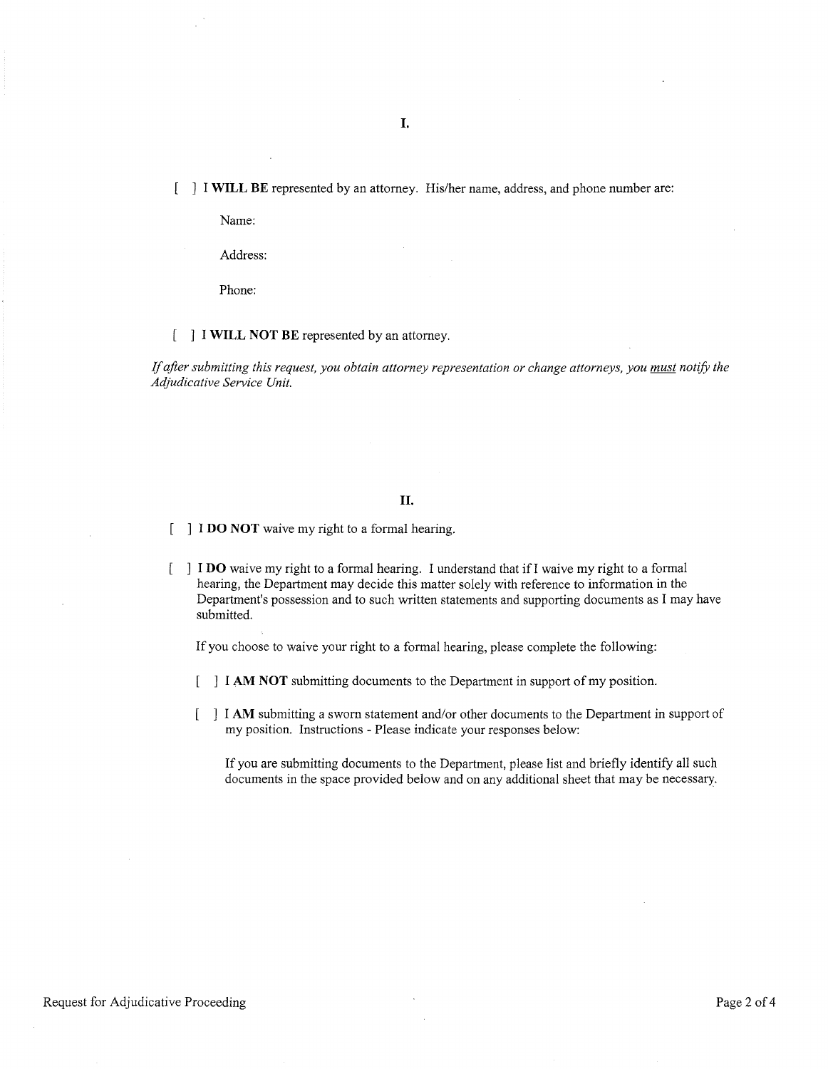## I.

[ ] I **WILL BE** represented by an attorney. His/her name, address, and phone number are:

Name:

Address:

Phone:

[ ] **I WILL NOT BE** represented by an attorney.

*If after submitting this request, you obtain attorney representation or change attorneys, you <u>must</u> notify the Adjudicative Service Unit.*

## II.

[ ] **I DO NOT** waive my right to a formal hearing.

[ ] **I DO** waive my right to a formal hearing. I understand that if I waive my right to a formal hearing, the Department may decide this matter solely with reference to information in the Department's possession and to such written statements and supporting documents as I may have submitted.

If you choose to waive your right to a formal hearing, please complete the following:

[ ] **I AM NOT** submitting documents to the Department in support of my position.

[ ] I **AM** submitting a sworn statement and/or other documents to the Department in support of my position. Instructions - Please indicate your responses below:

If you are submitting documents to the Department, please list and briefly identify all such documents in the space provided below and on any additional sheet that may be necessary.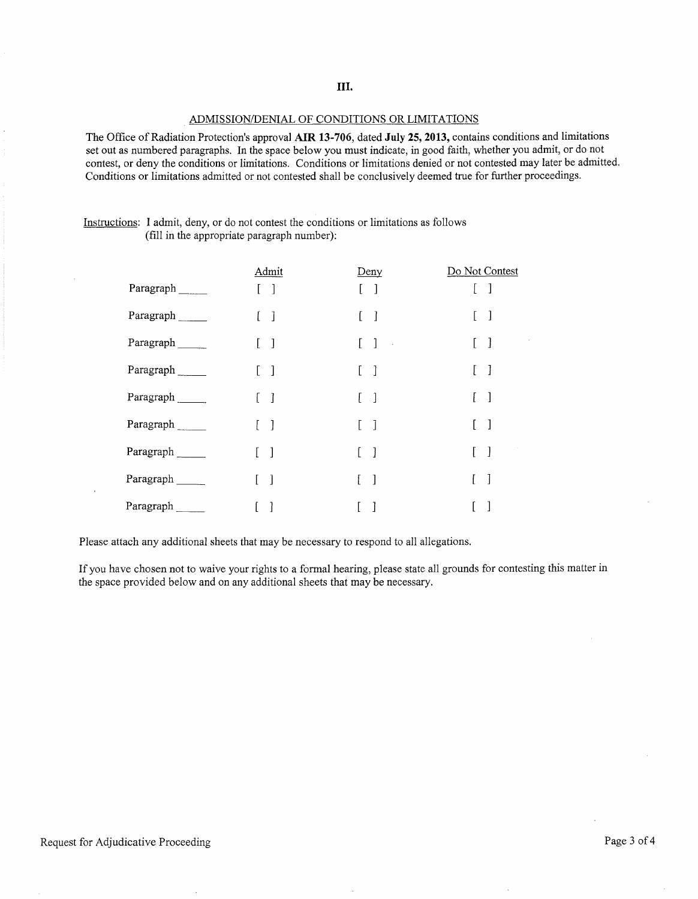## III.

### ADMISSION/DENIAL OF CONDITIONS OR LIMITATIONS

The Office of Radiation Protection's approval **AIR 13-706**, dated **July 25, 2013,** contains conditions and limitations set out as numbered paragraphs. In the space below you must indicate, in good faith, whether you admit, or do not contest, or deny the conditions or limitations. Conditions or limitations denied or not contested may later be admitted. Conditions or limitations admitted or not contested shall be conclusively deemed true for further proceedings.

Instructions: I admit, deny, or do not contest the conditions or limitations as follows (fill in the appropriate paragraph number):

| | Admit | Deny | Do Not Contest |
|---|---|---|---|
| Paragraph _____ | [ ] | [ ] | [ ] |
| Paragraph _____ | [ ] | [ ] | [ ] |
| Paragraph _____ | [ ] | [ ] | [ ] |
| Paragraph _____ | [ ] | [ ] | [ ] |
| Paragraph _____ | [ ] | [ ] | [ ] |
| Paragraph _____ | [ ] | [ ] | [ ] |
| Paragraph _____ | [ ] | [ ] | [ ] |
| Paragraph _____ | [ ] | [ ] | [ ] |
| Paragraph _____ | [ ] | [ ] | [ ] |

Please attach any additional sheets that may be necessary to respond to all allegations.

If you have chosen not to waive your rights to a formal hearing, please state all grounds for contesting this matter in the space provided below and on any additional sheets that may be necessary.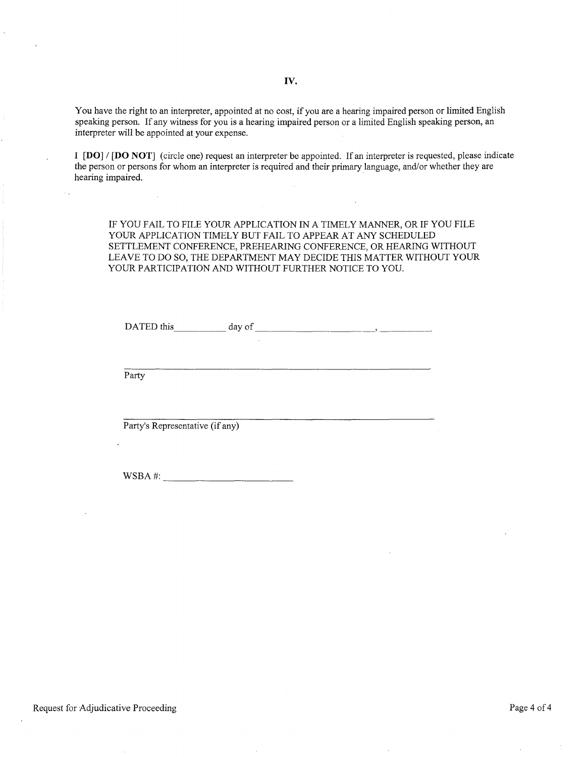## IV.

You have the right to an interpreter, appointed at no cost, if you are a hearing impaired person or limited English speaking person. If any witness for you is a hearing impaired person or a limited English speaking person, an interpreter will be appointed at your expense.

I **[DO]** / **[DO NOT]** (circle one) request an interpreter be appointed. If an interpreter is requested, please indicate the person or persons for whom an interpreter is required and their primary language, and/or whether they are hearing impaired.

IF YOU FAIL TO FILE YOUR APPLICATION IN A TIMELY MANNER, OR IF YOU FILE YOUR APPLICATION TIMELY BUT FAIL TO APPEAR AT ANY SCHEDULED SETTLEMENT CONFERENCE, PREHEARING CONFERENCE, OR HEARING WITHOUT LEAVE TO DO SO, THE DEPARTMENT MAY DECIDE THIS MATTER WITHOUT YOUR YOUR PARTICIPATION AND WITHOUT FURTHER NOTICE TO YOU.

DATED this __________ day of ________________________, __________

_____________________________________________
Party

_____________________________________________
Party's Representative (if any)

WSBA #: ________________________